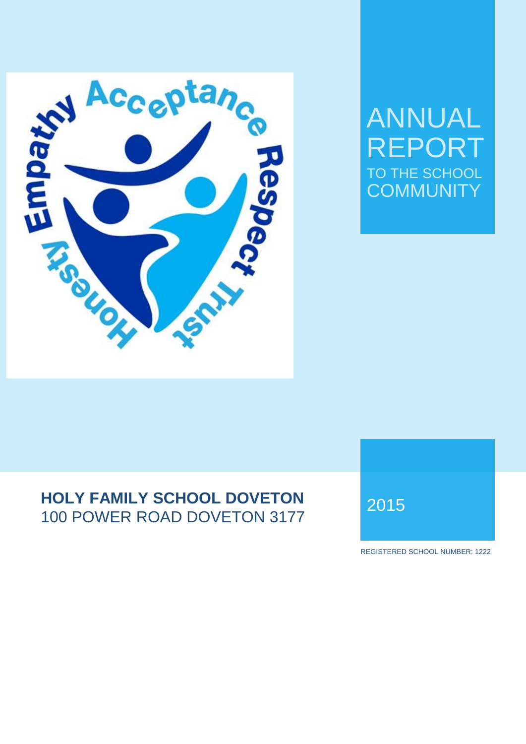# ANNUAL REPORT TO THE SCHOOL COMMUNITY

## HOLY FAMILY SCHOOL DOVETON

100 POWER ROAD DOVETON 3177

2015

REGISTERED SCHOOL NUMBER: 1222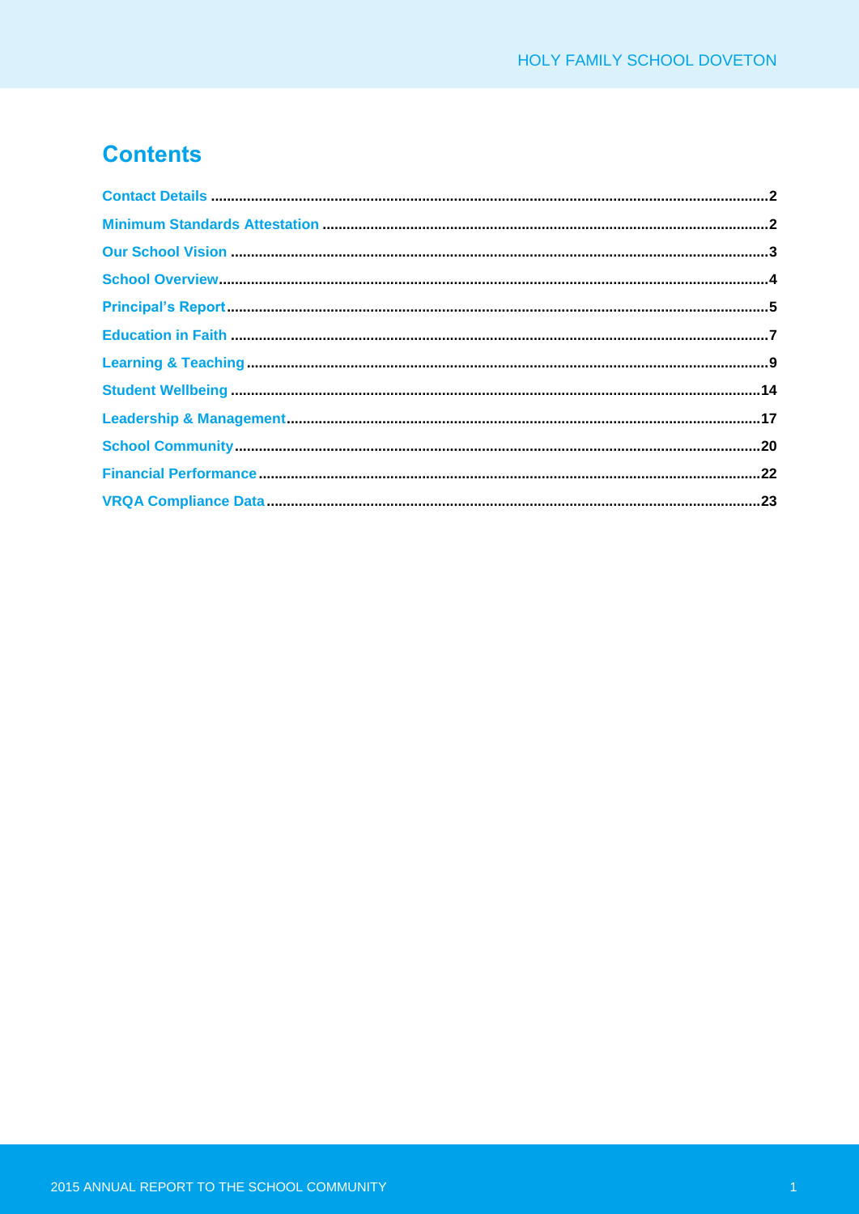# Contents

| Section | Page |
|---|---|
| Contact Details | 2 |
| Minimum Standards Attestation | 2 |
| Our School Vision | 3 |
| School Overview | 4 |
| Principal's Report | 5 |
| Education in Faith | 7 |
| Learning & Teaching | 9 |
| Student Wellbeing | 14 |
| Leadership & Management | 17 |
| School Community | 20 |
| Financial Performance | 22 |
| VRQA Compliance Data | 23 |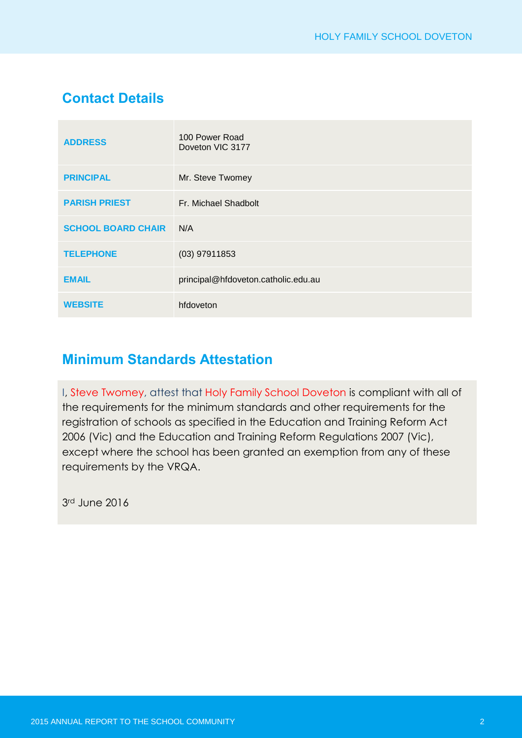## Contact Details

| | |
|---|---|
| **ADDRESS** | 100 Power Road<br>Doveton VIC 3177 |
| **PRINCIPAL** | Mr. Steve Twomey |
| **PARISH PRIEST** | Fr. Michael Shadbolt |
| **SCHOOL BOARD CHAIR** | N/A |
| **TELEPHONE** | (03) 97911853 |
| **EMAIL** | principal@hfdoveton.catholic.edu.au |
| **WEBSITE** | hfdoveton |

## Minimum Standards Attestation

I, Steve Twomey, attest that Holy Family School Doveton is compliant with all of the requirements for the minimum standards and other requirements for the registration of schools as specified in the Education and Training Reform Act 2006 (Vic) and the Education and Training Reform Regulations 2007 (Vic), except where the school has been granted an exemption from any of these requirements by the VRQA.

3rd June 2016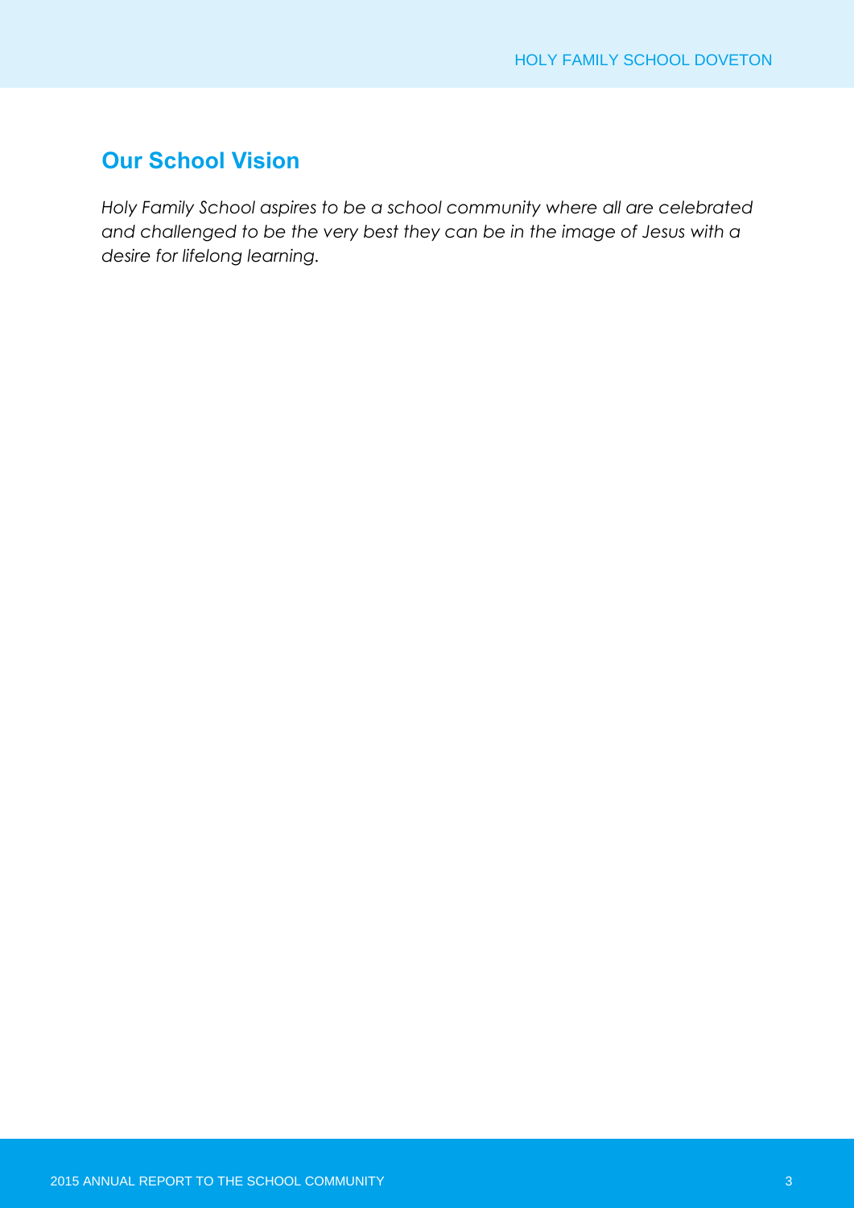## Our School Vision

*Holy Family School aspires to be a school community where all are celebrated and challenged to be the very best they can be in the image of Jesus with a desire for lifelong learning.*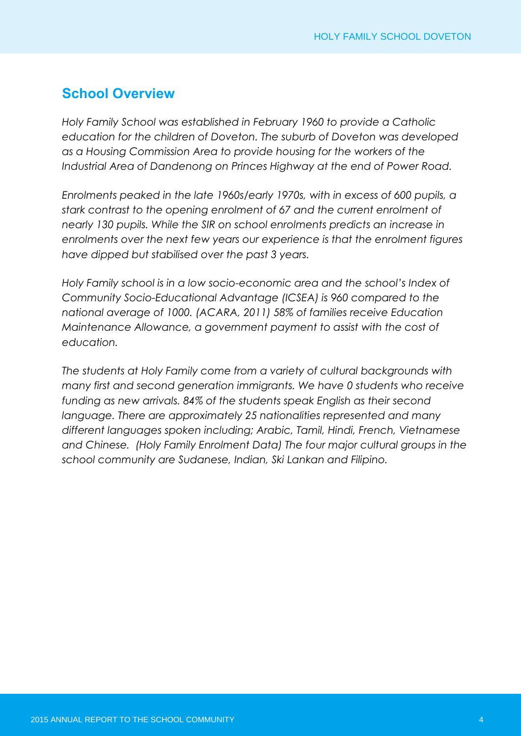## School Overview

*Holy Family School was established in February 1960 to provide a Catholic education for the children of Doveton. The suburb of Doveton was developed as a Housing Commission Area to provide housing for the workers of the Industrial Area of Dandenong on Princes Highway at the end of Power Road.*

*Enrolments peaked in the late 1960s/early 1970s, with in excess of 600 pupils, a stark contrast to the opening enrolment of 67 and the current enrolment of nearly 130 pupils. While the SIR on school enrolments predicts an increase in enrolments over the next few years our experience is that the enrolment figures have dipped but stabilised over the past 3 years.*

*Holy Family school is in a low socio-economic area and the school's Index of Community Socio-Educational Advantage (ICSEA) is 960 compared to the national average of 1000. (ACARA, 2011) 58% of families receive Education Maintenance Allowance, a government payment to assist with the cost of education.*

*The students at Holy Family come from a variety of cultural backgrounds with many first and second generation immigrants. We have 0 students who receive funding as new arrivals. 84% of the students speak English as their second language. There are approximately 25 nationalities represented and many different languages spoken including; Arabic, Tamil, Hindi, French, Vietnamese and Chinese. (Holy Family Enrolment Data) The four major cultural groups in the school community are Sudanese, Indian, Ski Lankan and Filipino.*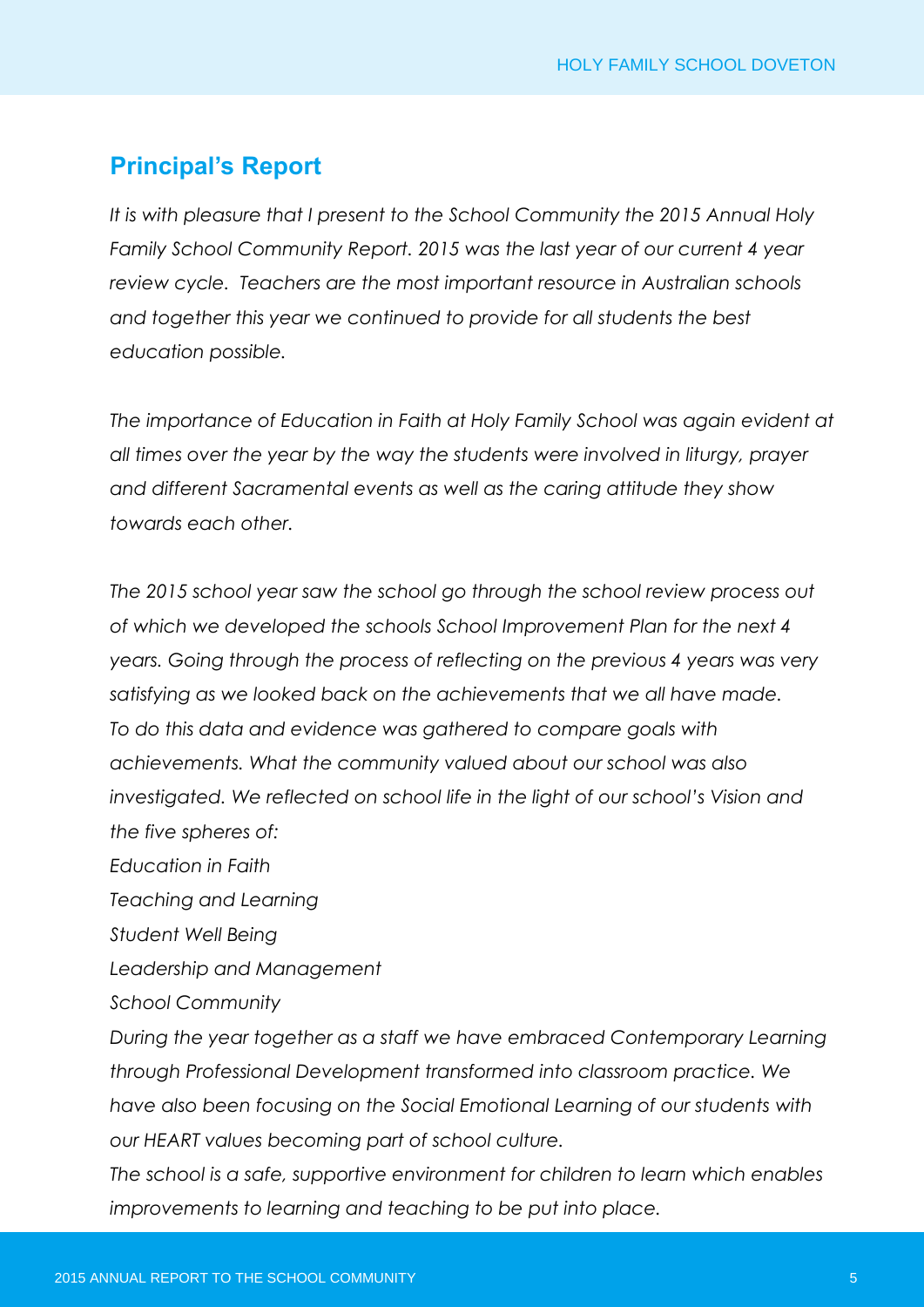## Principal's Report

*It is with pleasure that I present to the School Community the 2015 Annual Holy Family School Community Report. 2015 was the last year of our current 4 year review cycle. Teachers are the most important resource in Australian schools and together this year we continued to provide for all students the best education possible.*

*The importance of Education in Faith at Holy Family School was again evident at all times over the year by the way the students were involved in liturgy, prayer and different Sacramental events as well as the caring attitude they show towards each other.*

*The 2015 school year saw the school go through the school review process out of which we developed the schools School Improvement Plan for the next 4 years. Going through the process of reflecting on the previous 4 years was very satisfying as we looked back on the achievements that we all have made. To do this data and evidence was gathered to compare goals with achievements. What the community valued about our school was also investigated. We reflected on school life in the light of our school's Vision and the five spheres of:*

*Education in Faith*

*Teaching and Learning*

*Student Well Being*

*Leadership and Management*

*School Community*

*During the year together as a staff we have embraced Contemporary Learning through Professional Development transformed into classroom practice. We have also been focusing on the Social Emotional Learning of our students with our HEART values becoming part of school culture.*

*The school is a safe, supportive environment for children to learn which enables improvements to learning and teaching to be put into place.*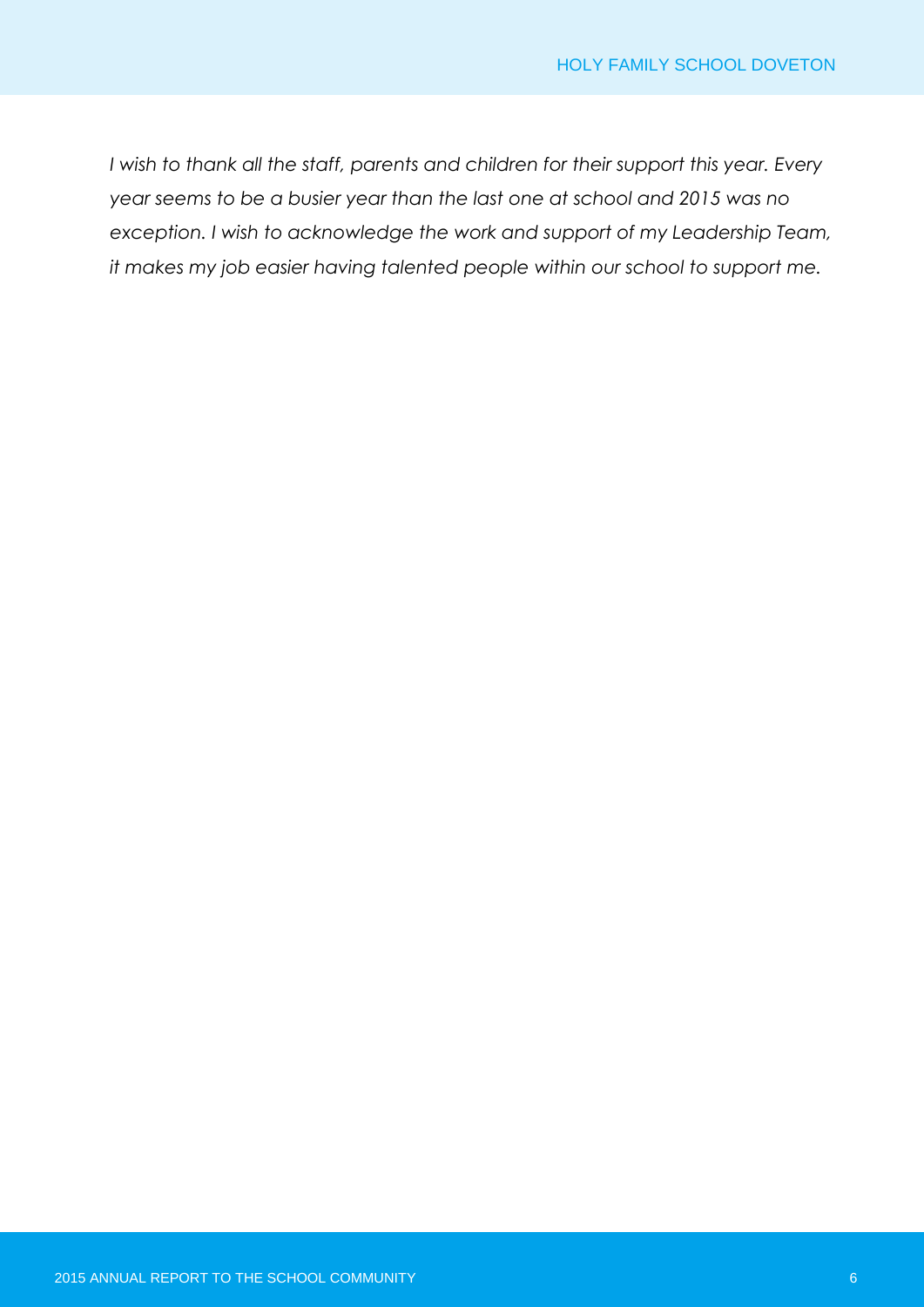*I wish to thank all the staff, parents and children for their support this year. Every year seems to be a busier year than the last one at school and 2015 was no exception. I wish to acknowledge the work and support of my Leadership Team, it makes my job easier having talented people within our school to support me.*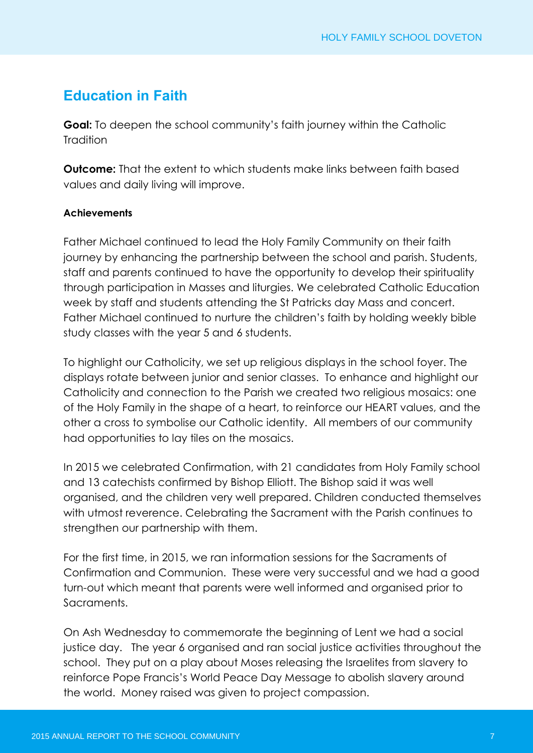## Education in Faith

**Goal:** To deepen the school community's faith journey within the Catholic Tradition

**Outcome:** That the extent to which students make links between faith based values and daily living will improve.

**Achievements**

Father Michael continued to lead the Holy Family Community on their faith journey by enhancing the partnership between the school and parish. Students, staff and parents continued to have the opportunity to develop their spirituality through participation in Masses and liturgies. We celebrated Catholic Education week by staff and students attending the St Patricks day Mass and concert. Father Michael continued to nurture the children's faith by holding weekly bible study classes with the year 5 and 6 students.

To highlight our Catholicity, we set up religious displays in the school foyer. The displays rotate between junior and senior classes. To enhance and highlight our Catholicity and connection to the Parish we created two religious mosaics: one of the Holy Family in the shape of a heart, to reinforce our HEART values, and the other a cross to symbolise our Catholic identity. All members of our community had opportunities to lay tiles on the mosaics.

In 2015 we celebrated Confirmation, with 21 candidates from Holy Family school and 13 catechists confirmed by Bishop Elliott. The Bishop said it was well organised, and the children very well prepared. Children conducted themselves with utmost reverence. Celebrating the Sacrament with the Parish continues to strengthen our partnership with them.

For the first time, in 2015, we ran information sessions for the Sacraments of Confirmation and Communion. These were very successful and we had a good turn-out which meant that parents were well informed and organised prior to Sacraments.

On Ash Wednesday to commemorate the beginning of Lent we had a social justice day. The year 6 organised and ran social justice activities throughout the school. They put on a play about Moses releasing the Israelites from slavery to reinforce Pope Francis's World Peace Day Message to abolish slavery around the world. Money raised was given to project compassion.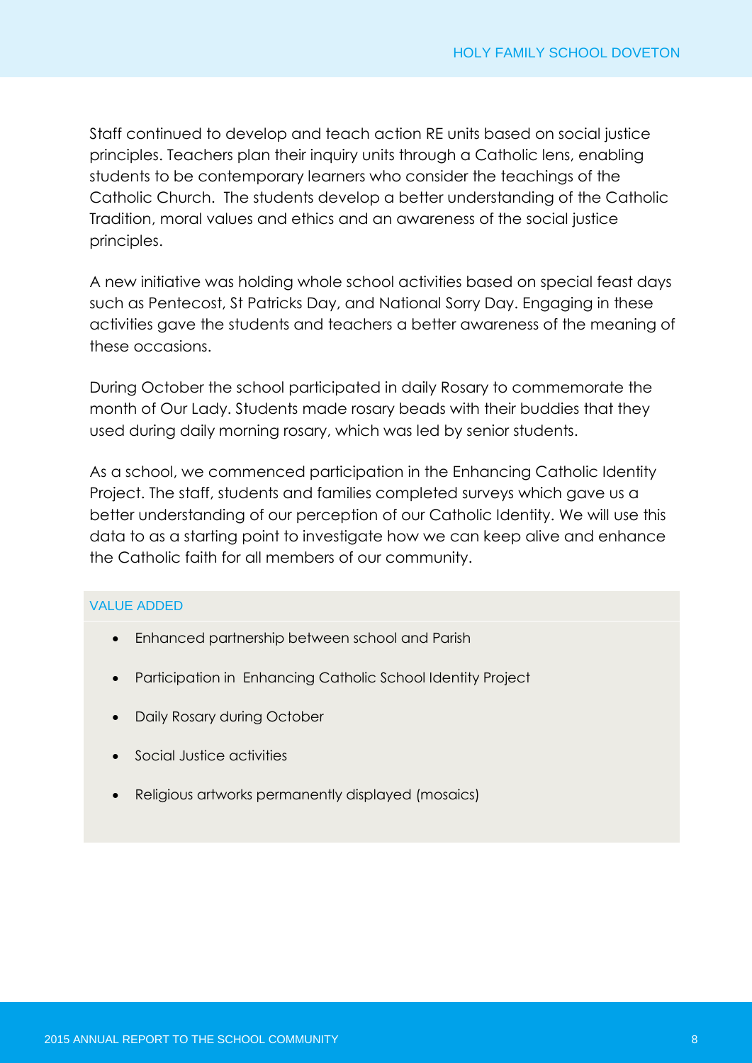Staff continued to develop and teach action RE units based on social justice principles. Teachers plan their inquiry units through a Catholic lens, enabling students to be contemporary learners who consider the teachings of the Catholic Church.  The students develop a better understanding of the Catholic Tradition, moral values and ethics and an awareness of the social justice principles.

A new initiative was holding whole school activities based on special feast days such as Pentecost, St Patricks Day, and National Sorry Day. Engaging in these activities gave the students and teachers a better awareness of the meaning of these occasions.

During October the school participated in daily Rosary to commemorate the month of Our Lady. Students made rosary beads with their buddies that they used during daily morning rosary, which was led by senior students.

As a school, we commenced participation in the Enhancing Catholic Identity Project. The staff, students and families completed surveys which gave us a better understanding of our perception of our Catholic Identity. We will use this data to as a starting point to investigate how we can keep alive and enhance the Catholic faith for all members of our community.

### VALUE ADDED

- Enhanced partnership between school and Parish
- Participation in  Enhancing Catholic School Identity Project
- Daily Rosary during October
- Social Justice activities
- Religious artworks permanently displayed (mosaics)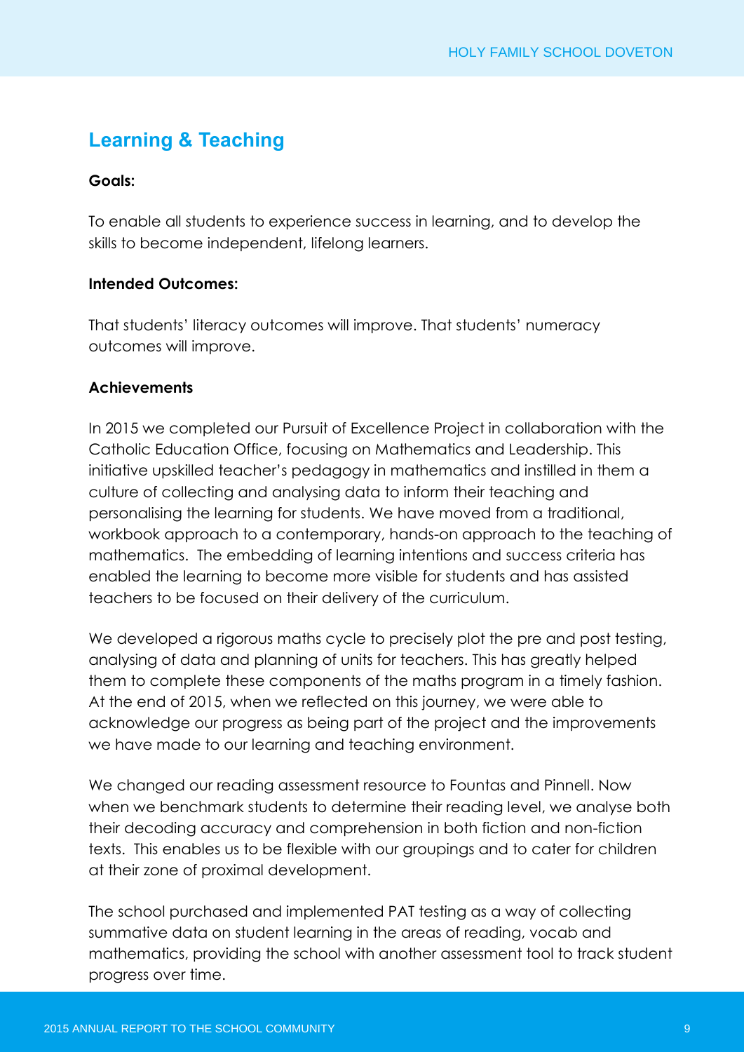## Learning & Teaching

**Goals:**

To enable all students to experience success in learning, and to develop the skills to become independent, lifelong learners.

**Intended Outcomes:**

That students' literacy outcomes will improve. That students' numeracy outcomes will improve.

**Achievements**

In 2015 we completed our Pursuit of Excellence Project in collaboration with the Catholic Education Office, focusing on Mathematics and Leadership. This initiative upskilled teacher's pedagogy in mathematics and instilled in them a culture of collecting and analysing data to inform their teaching and personalising the learning for students. We have moved from a traditional, workbook approach to a contemporary, hands-on approach to the teaching of mathematics. The embedding of learning intentions and success criteria has enabled the learning to become more visible for students and has assisted teachers to be focused on their delivery of the curriculum.

We developed a rigorous maths cycle to precisely plot the pre and post testing, analysing of data and planning of units for teachers. This has greatly helped them to complete these components of the maths program in a timely fashion. At the end of 2015, when we reflected on this journey, we were able to acknowledge our progress as being part of the project and the improvements we have made to our learning and teaching environment.

We changed our reading assessment resource to Fountas and Pinnell. Now when we benchmark students to determine their reading level, we analyse both their decoding accuracy and comprehension in both fiction and non-fiction texts. This enables us to be flexible with our groupings and to cater for children at their zone of proximal development.

The school purchased and implemented PAT testing as a way of collecting summative data on student learning in the areas of reading, vocab and mathematics, providing the school with another assessment tool to track student progress over time.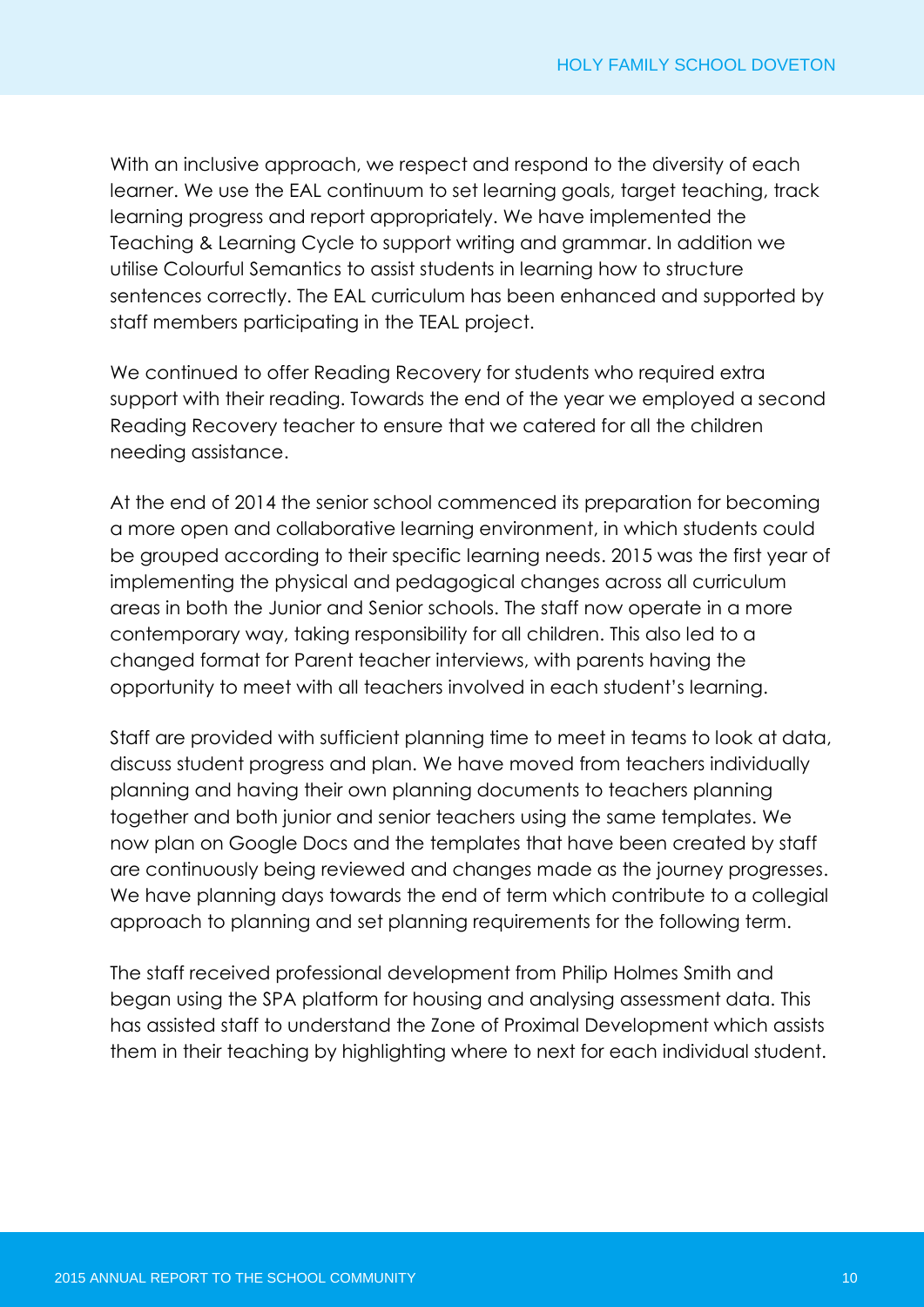With an inclusive approach, we respect and respond to the diversity of each learner. We use the EAL continuum to set learning goals, target teaching, track learning progress and report appropriately. We have implemented the Teaching & Learning Cycle to support writing and grammar. In addition we utilise Colourful Semantics to assist students in learning how to structure sentences correctly. The EAL curriculum has been enhanced and supported by staff members participating in the TEAL project.

We continued to offer Reading Recovery for students who required extra support with their reading. Towards the end of the year we employed a second Reading Recovery teacher to ensure that we catered for all the children needing assistance.

At the end of 2014 the senior school commenced its preparation for becoming a more open and collaborative learning environment, in which students could be grouped according to their specific learning needs. 2015 was the first year of implementing the physical and pedagogical changes across all curriculum areas in both the Junior and Senior schools. The staff now operate in a more contemporary way, taking responsibility for all children. This also led to a changed format for Parent teacher interviews, with parents having the opportunity to meet with all teachers involved in each student's learning.

Staff are provided with sufficient planning time to meet in teams to look at data, discuss student progress and plan. We have moved from teachers individually planning and having their own planning documents to teachers planning together and both junior and senior teachers using the same templates. We now plan on Google Docs and the templates that have been created by staff are continuously being reviewed and changes made as the journey progresses. We have planning days towards the end of term which contribute to a collegial approach to planning and set planning requirements for the following term.

The staff received professional development from Philip Holmes Smith and began using the SPA platform for housing and analysing assessment data. This has assisted staff to understand the Zone of Proximal Development which assists them in their teaching by highlighting where to next for each individual student.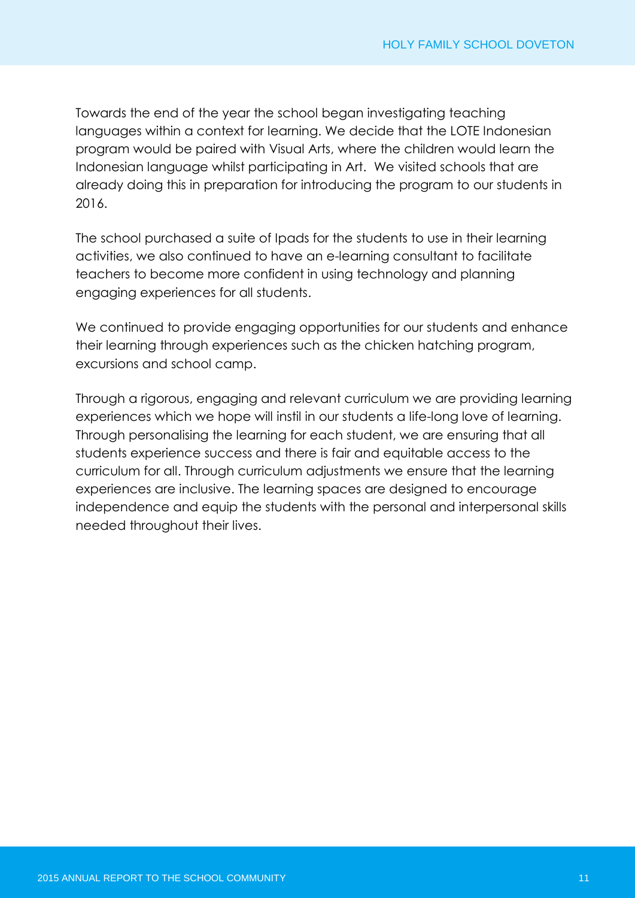Towards the end of the year the school began investigating teaching languages within a context for learning. We decide that the LOTE Indonesian program would be paired with Visual Arts, where the children would learn the Indonesian language whilst participating in Art.  We visited schools that are already doing this in preparation for introducing the program to our students in 2016.

The school purchased a suite of Ipads for the students to use in their learning activities, we also continued to have an e-learning consultant to facilitate teachers to become more confident in using technology and planning engaging experiences for all students.

We continued to provide engaging opportunities for our students and enhance their learning through experiences such as the chicken hatching program, excursions and school camp.

Through a rigorous, engaging and relevant curriculum we are providing learning experiences which we hope will instil in our students a life-long love of learning. Through personalising the learning for each student, we are ensuring that all students experience success and there is fair and equitable access to the curriculum for all. Through curriculum adjustments we ensure that the learning experiences are inclusive. The learning spaces are designed to encourage independence and equip the students with the personal and interpersonal skills needed throughout their lives.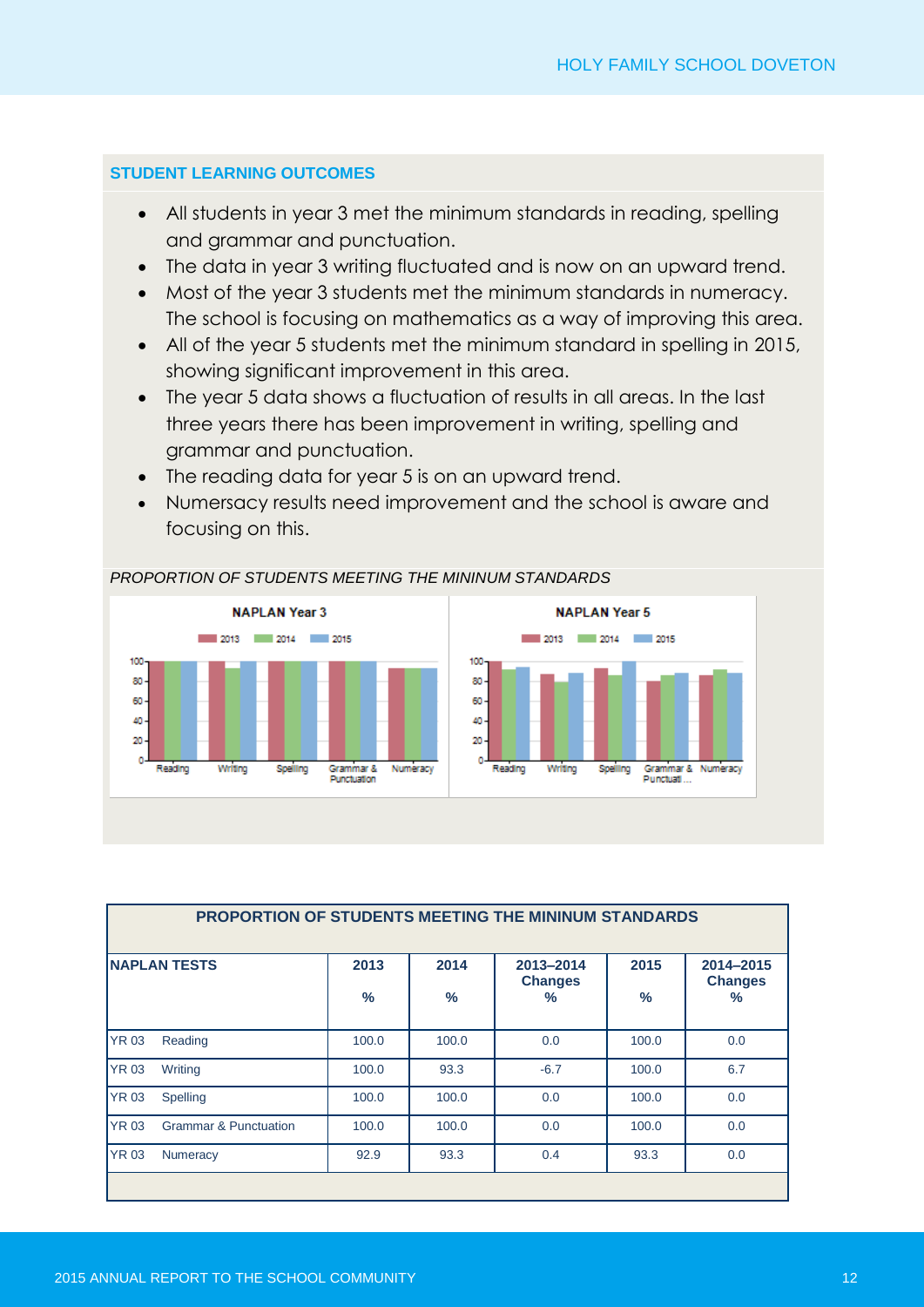## STUDENT LEARNING OUTCOMES

- All students in year 3 met the minimum standards in reading, spelling and grammar and punctuation.
- The data in year 3 writing fluctuated and is now on an upward trend.
- Most of the year 3 students met the minimum standards in numeracy. The school is focusing on mathematics as a way of improving this area.
- All of the year 5 students met the minimum standard in spelling in 2015, showing significant improvement in this area.
- The year 5 data shows a fluctuation of results in all areas. In the last three years there has been improvement in writing, spelling and grammar and punctuation.
- The reading data for year 5 is on an upward trend.
- Numersacy results need improvement and the school is aware and focusing on this.

*PROPORTION OF STUDENTS MEETING THE MININUM STANDARDS*

**NAPLAN Year 3**

2013 2014 2015

Reading, Writing, Spelling, Grammar & Punctuation, Numeracy

**NAPLAN Year 5**

2013 2014 2015

Reading, Writing, Spelling, Grammar & Punctuati ..., Numeracy

**PROPORTION OF STUDENTS MEETING THE MININUM STANDARDS**

| NAPLAN TESTS | | 2013 % | 2014 % | 2013–2014 Changes % | 2015 % | 2014–2015 Changes % |
|---|---|---|---|---|---|---|
| YR 03 | Reading | 100.0 | 100.0 | 0.0 | 100.0 | 0.0 |
| YR 03 | Writing | 100.0 | 93.3 | -6.7 | 100.0 | 6.7 |
| YR 03 | Spelling | 100.0 | 100.0 | 0.0 | 100.0 | 0.0 |
| YR 03 | Grammar & Punctuation | 100.0 | 100.0 | 0.0 | 100.0 | 0.0 |
| YR 03 | Numeracy | 92.9 | 93.3 | 0.4 | 93.3 | 0.0 |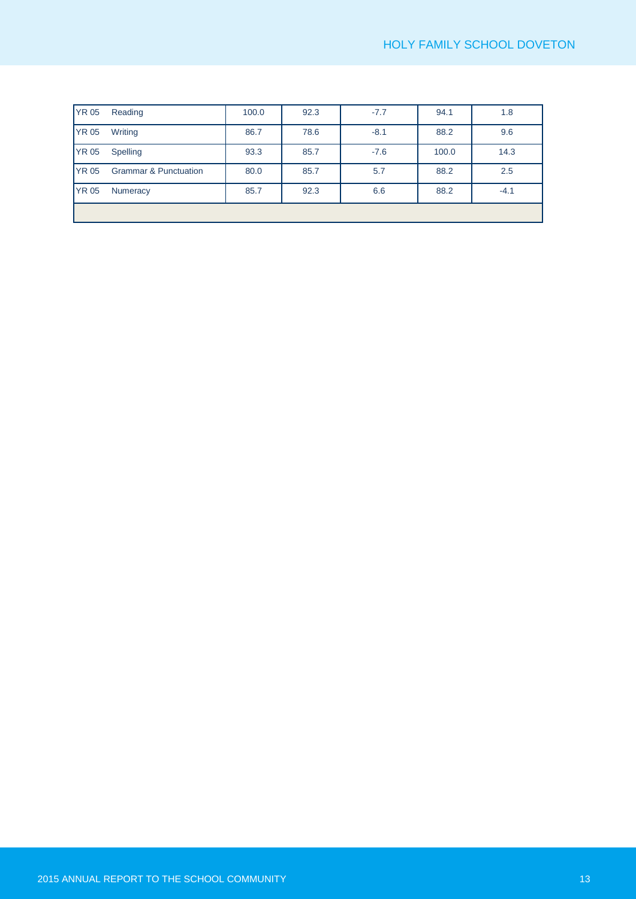| | | | | | | |
|---|---|---|---|---|---|---|
| YR 05 | Reading | 100.0 | 92.3 | -7.7 | 94.1 | 1.8 |
| YR 05 | Writing | 86.7 | 78.6 | -8.1 | 88.2 | 9.6 |
| YR 05 | Spelling | 93.3 | 85.7 | -7.6 | 100.0 | 14.3 |
| YR 05 | Grammar & Punctuation | 80.0 | 85.7 | 5.7 | 88.2 | 2.5 |
| YR 05 | Numeracy | 85.7 | 92.3 | 6.6 | 88.2 | -4.1 |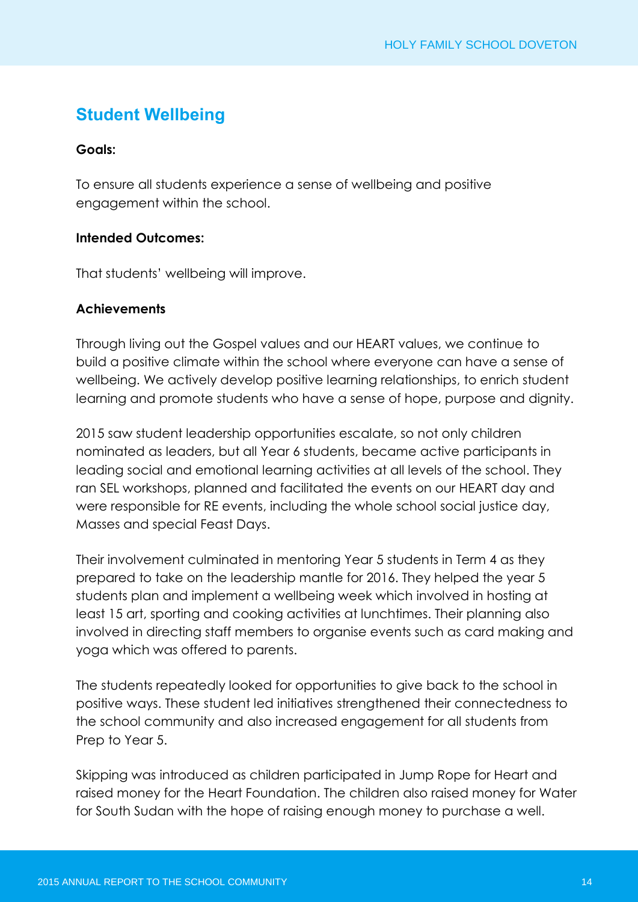## Student Wellbeing

**Goals:**

To ensure all students experience a sense of wellbeing and positive engagement within the school.

**Intended Outcomes:**

That students' wellbeing will improve.

**Achievements**

Through living out the Gospel values and our HEART values, we continue to build a positive climate within the school where everyone can have a sense of wellbeing. We actively develop positive learning relationships, to enrich student learning and promote students who have a sense of hope, purpose and dignity.

2015 saw student leadership opportunities escalate, so not only children nominated as leaders, but all Year 6 students, became active participants in leading social and emotional learning activities at all levels of the school. They ran SEL workshops, planned and facilitated the events on our HEART day and were responsible for RE events, including the whole school social justice day, Masses and special Feast Days.

Their involvement culminated in mentoring Year 5 students in Term 4 as they prepared to take on the leadership mantle for 2016. They helped the year 5 students plan and implement a wellbeing week which involved in hosting at least 15 art, sporting and cooking activities at lunchtimes. Their planning also involved in directing staff members to organise events such as card making and yoga which was offered to parents.

The students repeatedly looked for opportunities to give back to the school in positive ways. These student led initiatives strengthened their connectedness to the school community and also increased engagement for all students from Prep to Year 5.

Skipping was introduced as children participated in Jump Rope for Heart and raised money for the Heart Foundation. The children also raised money for Water for South Sudan with the hope of raising enough money to purchase a well.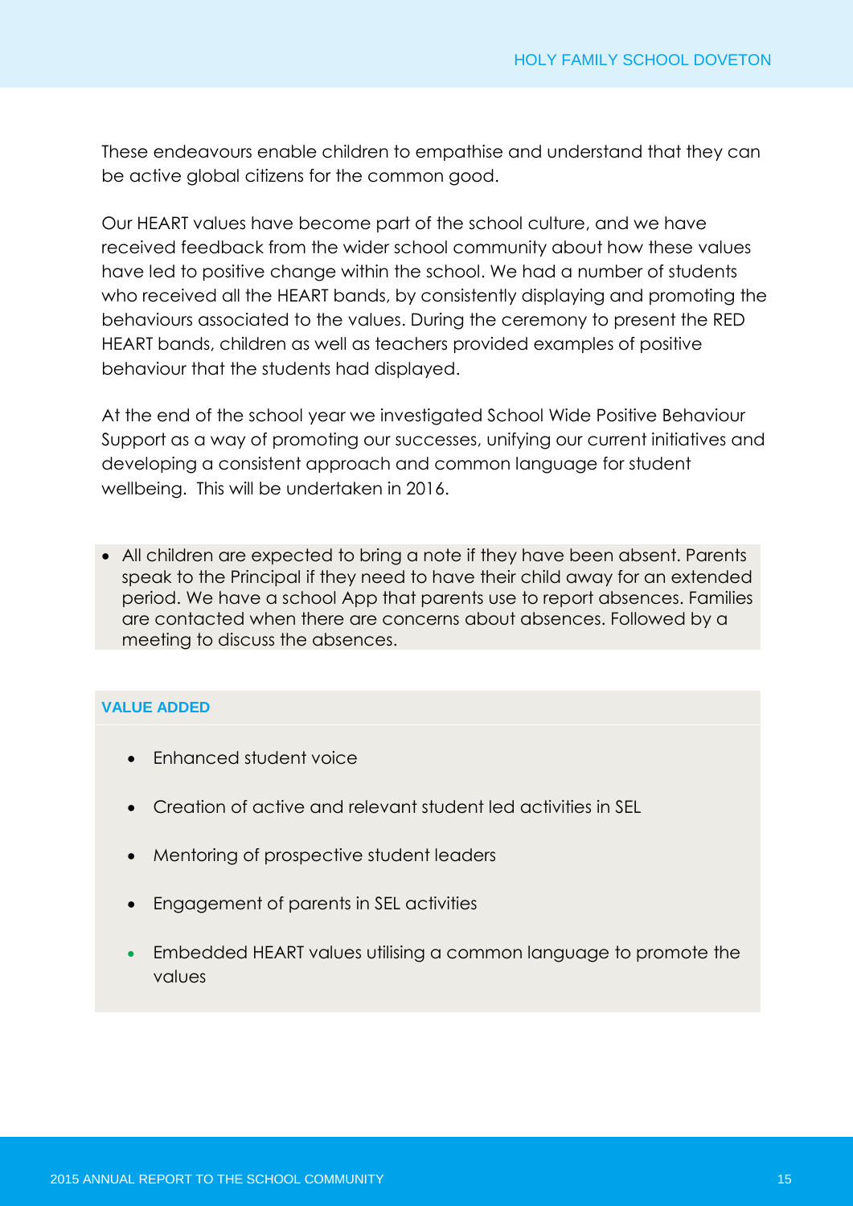These endeavours enable children to empathise and understand that they can be active global citizens for the common good.

Our HEART values have become part of the school culture, and we have received feedback from the wider school community about how these values have led to positive change within the school. We had a number of students who received all the HEART bands, by consistently displaying and promoting the behaviours associated to the values. During the ceremony to present the RED HEART bands, children as well as teachers provided examples of positive behaviour that the students had displayed.

At the end of the school year we investigated School Wide Positive Behaviour Support as a way of promoting our successes, unifying our current initiatives and developing a consistent approach and common language for student wellbeing. This will be undertaken in 2016.

- All children are expected to bring a note if they have been absent. Parents speak to the Principal if they need to have their child away for an extended period. We have a school App that parents use to report absences. Families are contacted when there are concerns about absences. Followed by a meeting to discuss the absences.

**VALUE ADDED**

- Enhanced student voice
- Creation of active and relevant student led activities in SEL
- Mentoring of prospective student leaders
- Engagement of parents in SEL activities
- Embedded HEART values utilising a common language to promote the values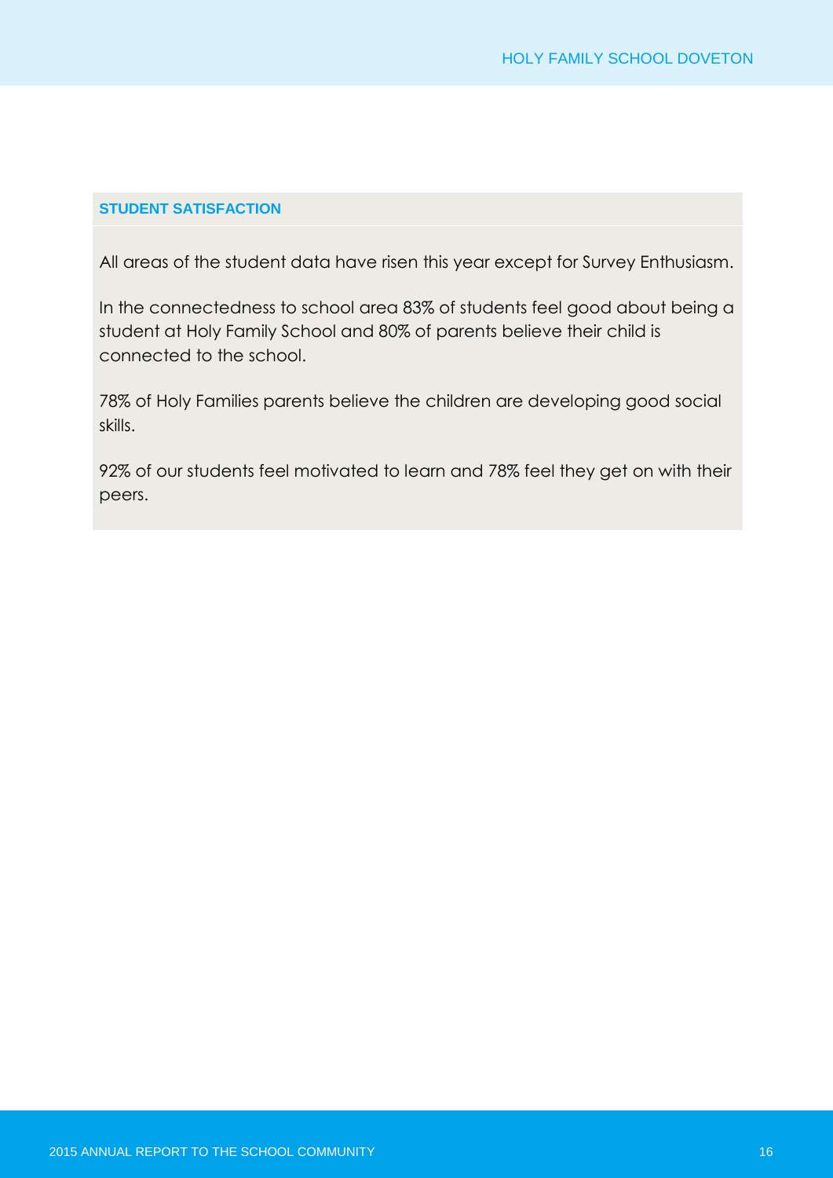## STUDENT SATISFACTION

All areas of the student data have risen this year except for Survey Enthusiasm.

In the connectedness to school area 83% of students feel good about being a student at Holy Family School and 80% of parents believe their child is connected to the school.

78% of Holy Families parents believe the children are developing good social skills.

92% of our students feel motivated to learn and 78% feel they get on with their peers.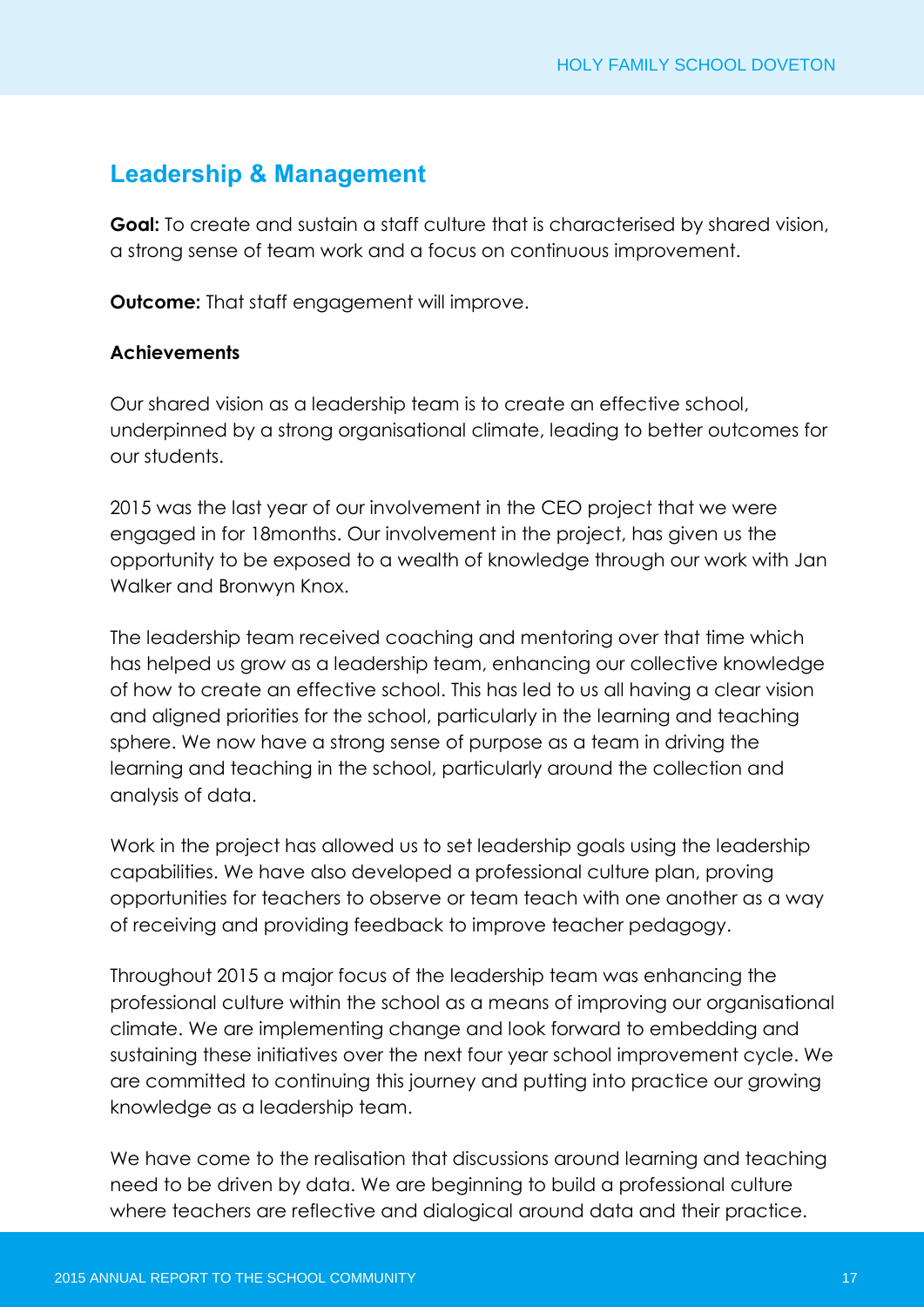## Leadership & Management

**Goal:** To create and sustain a staff culture that is characterised by shared vision, a strong sense of team work and a focus on continuous improvement.

**Outcome:** That staff engagement will improve.

**Achievements**

Our shared vision as a leadership team is to create an effective school, underpinned by a strong organisational climate, leading to better outcomes for our students.

2015 was the last year of our involvement in the CEO project that we were engaged in for 18months. Our involvement in the project, has given us the opportunity to be exposed to a wealth of knowledge through our work with Jan Walker and Bronwyn Knox.

The leadership team received coaching and mentoring over that time which has helped us grow as a leadership team, enhancing our collective knowledge of how to create an effective school. This has led to us all having a clear vision and aligned priorities for the school, particularly in the learning and teaching sphere. We now have a strong sense of purpose as a team in driving the learning and teaching in the school, particularly around the collection and analysis of data.

Work in the project has allowed us to set leadership goals using the leadership capabilities. We have also developed a professional culture plan, proving opportunities for teachers to observe or team teach with one another as a way of receiving and providing feedback to improve teacher pedagogy.

Throughout 2015 a major focus of the leadership team was enhancing the professional culture within the school as a means of improving our organisational climate. We are implementing change and look forward to embedding and sustaining these initiatives over the next four year school improvement cycle. We are committed to continuing this journey and putting into practice our growing knowledge as a leadership team.

We have come to the realisation that discussions around learning and teaching need to be driven by data. We are beginning to build a professional culture where teachers are reflective and dialogical around data and their practice.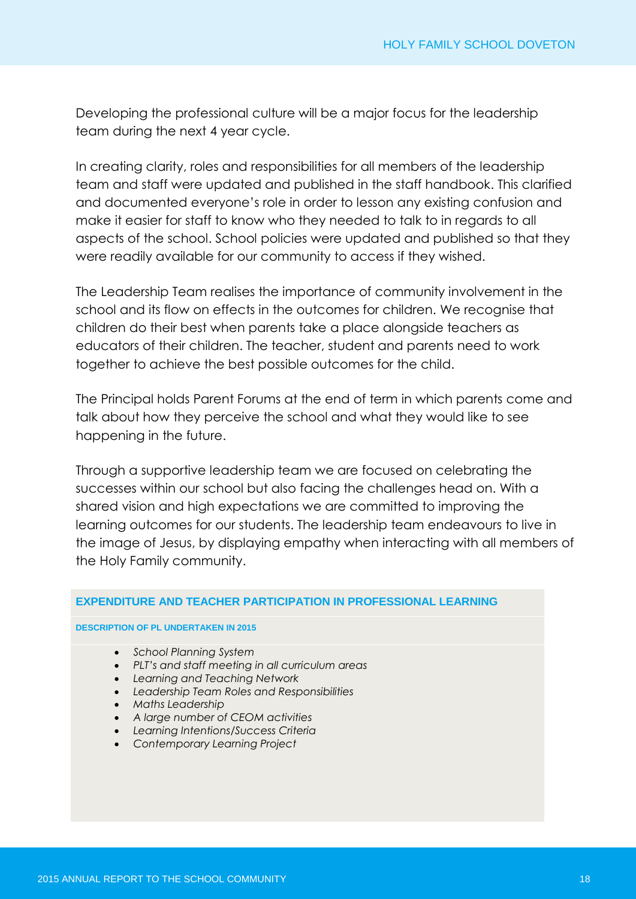Developing the professional culture will be a major focus for the leadership team during the next 4 year cycle.

In creating clarity, roles and responsibilities for all members of the leadership team and staff were updated and published in the staff handbook. This clarified and documented everyone's role in order to lesson any existing confusion and make it easier for staff to know who they needed to talk to in regards to all aspects of the school. School policies were updated and published so that they were readily available for our community to access if they wished.

The Leadership Team realises the importance of community involvement in the school and its flow on effects in the outcomes for children. We recognise that children do their best when parents take a place alongside teachers as educators of their children. The teacher, student and parents need to work together to achieve the best possible outcomes for the child.

The Principal holds Parent Forums at the end of term in which parents come and talk about how they perceive the school and what they would like to see happening in the future.

Through a supportive leadership team we are focused on celebrating the successes within our school but also facing the challenges head on. With a shared vision and high expectations we are committed to improving the learning outcomes for our students. The leadership team endeavours to live in the image of Jesus, by displaying empathy when interacting with all members of the Holy Family community.

## EXPENDITURE AND TEACHER PARTICIPATION IN PROFESSIONAL LEARNING

### DESCRIPTION OF PL UNDERTAKEN IN 2015

- *School Planning System*
- *PLT's and staff meeting in all curriculum areas*
- *Learning and Teaching Network*
- *Leadership Team Roles and Responsibilities*
- *Maths Leadership*
- *A large number of CEOM activities*
- *Learning Intentions/Success Criteria*
- *Contemporary Learning Project*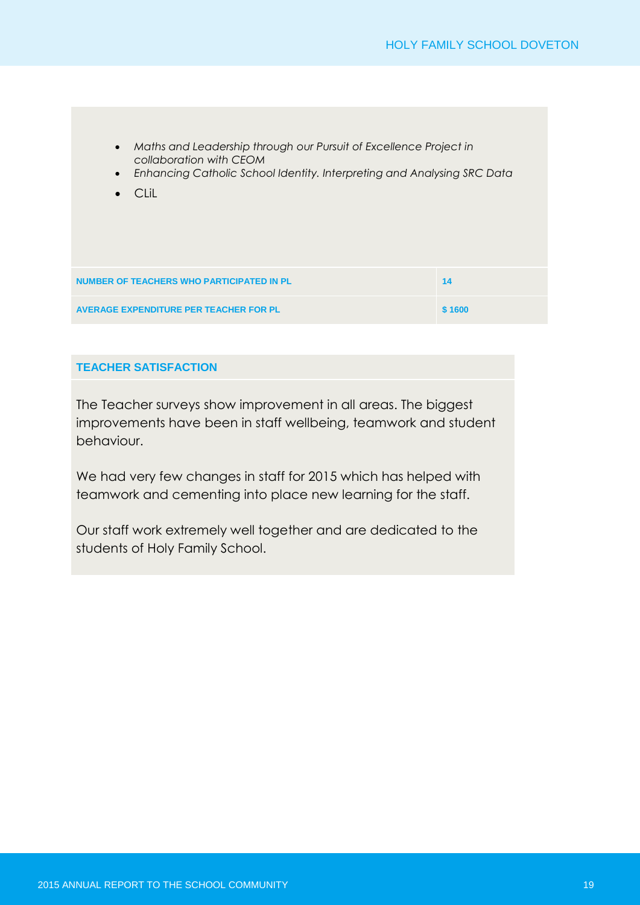- *Maths and Leadership through our Pursuit of Excellence Project in collaboration with CEOM*
- *Enhancing Catholic School Identity. Interpreting and Analysing SRC Data*
- CLiL

| | |
|---|---|
| **NUMBER OF TEACHERS WHO PARTICIPATED IN PL** | **14** |
| **AVERAGE EXPENDITURE PER TEACHER FOR PL** | **$ 1600** |

## TEACHER SATISFACTION

The Teacher surveys show improvement in all areas. The biggest improvements have been in staff wellbeing, teamwork and student behaviour.

We had very few changes in staff for 2015 which has helped with teamwork and cementing into place new learning for the staff.

Our staff work extremely well together and are dedicated to the students of Holy Family School.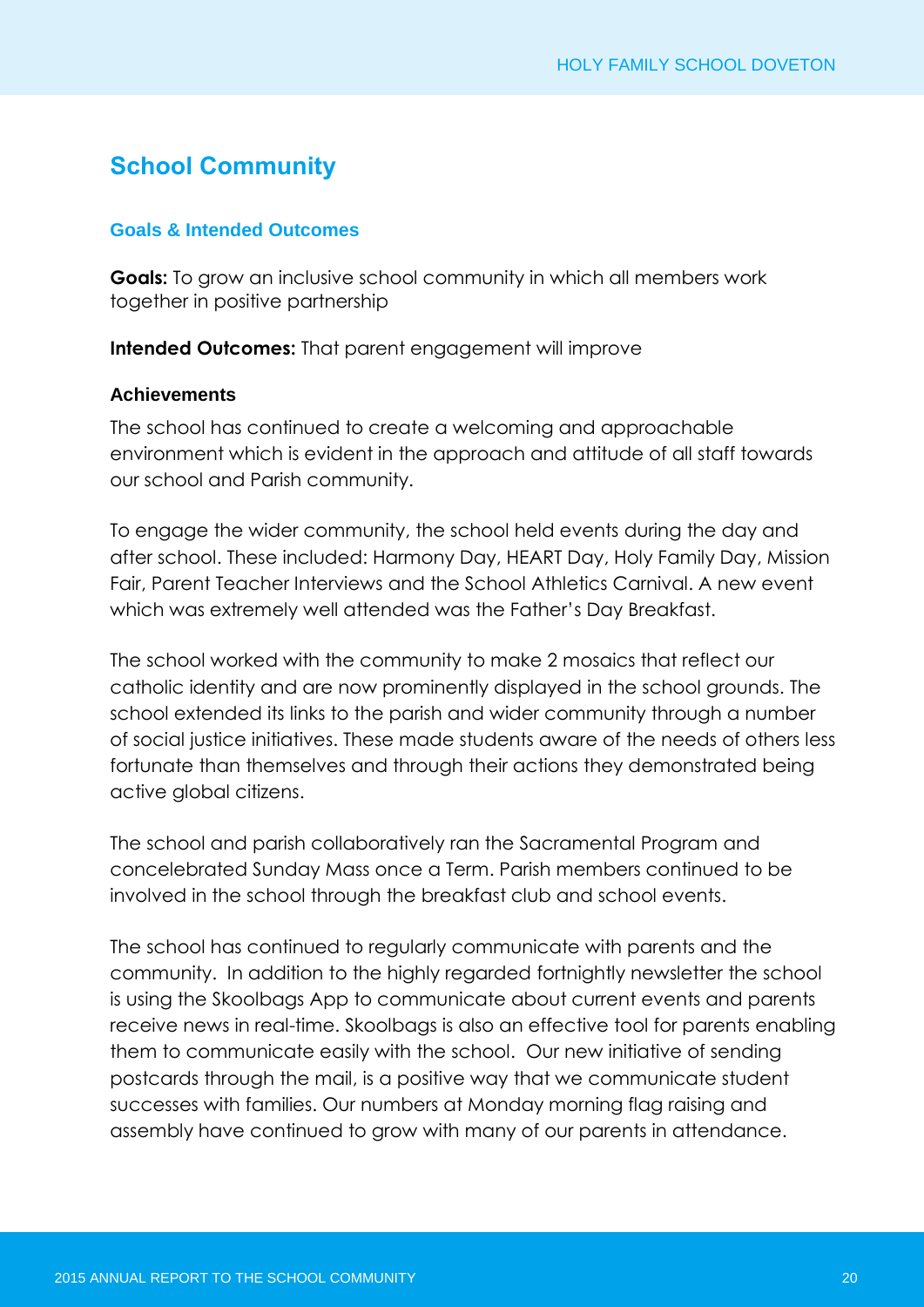## School Community

### Goals & Intended Outcomes

**Goals:** To grow an inclusive school community in which all members work together in positive partnership

**Intended Outcomes:** That parent engagement will improve

#### Achievements

The school has continued to create a welcoming and approachable environment which is evident in the approach and attitude of all staff towards our school and Parish community.

To engage the wider community, the school held events during the day and after school. These included: Harmony Day, HEART Day, Holy Family Day, Mission Fair, Parent Teacher Interviews and the School Athletics Carnival. A new event which was extremely well attended was the Father's Day Breakfast.

The school worked with the community to make 2 mosaics that reflect our catholic identity and are now prominently displayed in the school grounds. The school extended its links to the parish and wider community through a number of social justice initiatives. These made students aware of the needs of others less fortunate than themselves and through their actions they demonstrated being active global citizens.

The school and parish collaboratively ran the Sacramental Program and concelebrated Sunday Mass once a Term. Parish members continued to be involved in the school through the breakfast club and school events.

The school has continued to regularly communicate with parents and the community. In addition to the highly regarded fortnightly newsletter the school is using the Skoolbags App to communicate about current events and parents receive news in real-time. Skoolbags is also an effective tool for parents enabling them to communicate easily with the school. Our new initiative of sending postcards through the mail, is a positive way that we communicate student successes with families. Our numbers at Monday morning flag raising and assembly have continued to grow with many of our parents in attendance.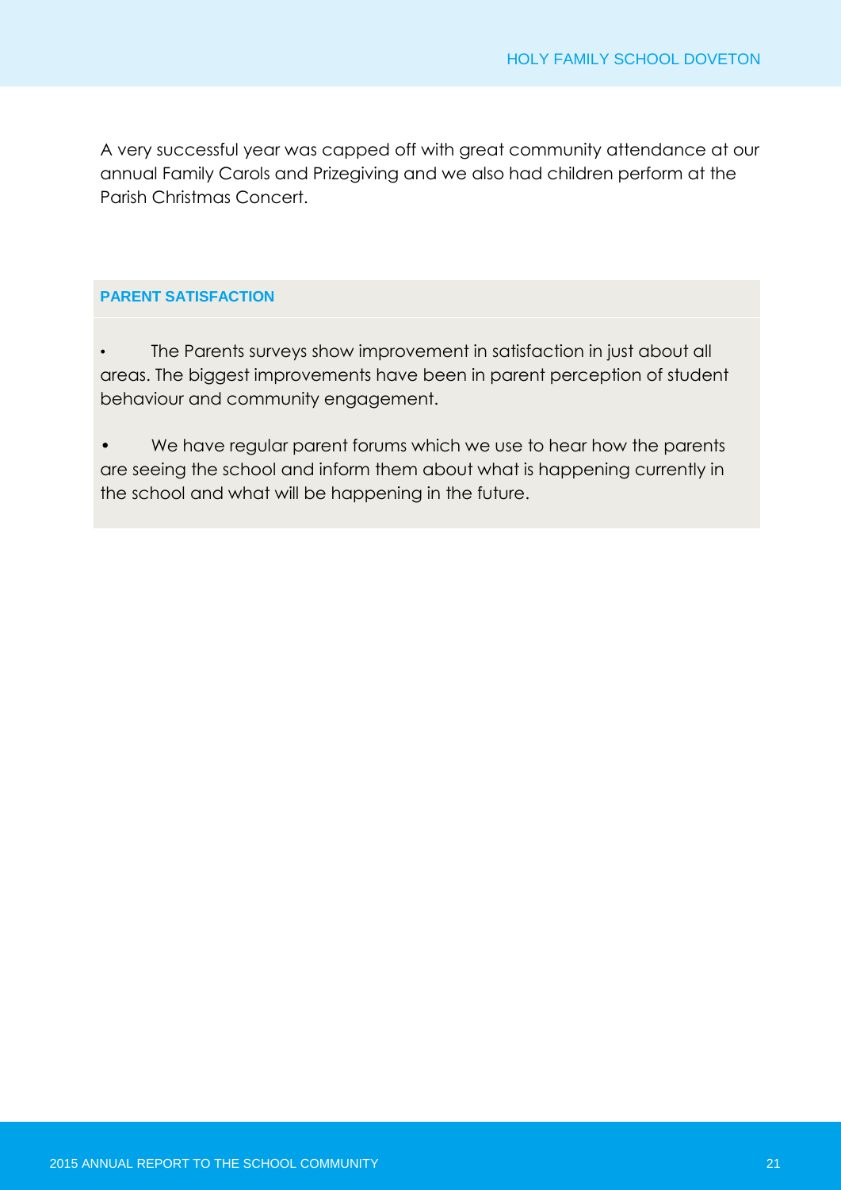A very successful year was capped off with great community attendance at our annual Family Carols and Prizegiving and we also had children perform at the Parish Christmas Concert.

## PARENT SATISFACTION

- The Parents surveys show improvement in satisfaction in just about all areas. The biggest improvements have been in parent perception of student behaviour and community engagement.
- We have regular parent forums which we use to hear how the parents are seeing the school and inform them about what is happening currently in the school and what will be happening in the future.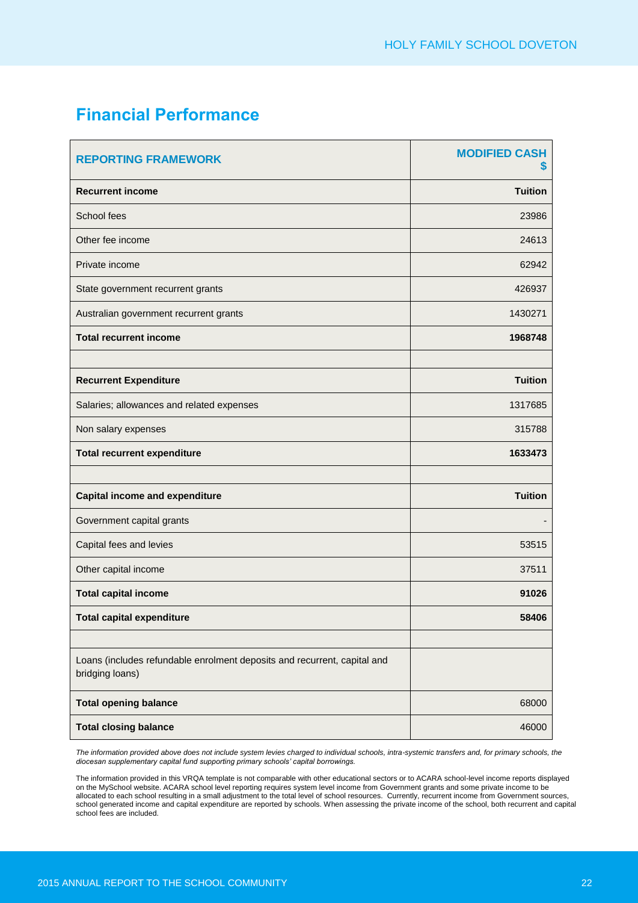## Financial Performance

| REPORTING FRAMEWORK | MODIFIED CASH $ |
|---|---|
| **Recurrent income** | **Tuition** |
| School fees | 23986 |
| Other fee income | 24613 |
| Private income | 62942 |
| State government recurrent grants | 426937 |
| Australian government recurrent grants | 1430271 |
| **Total recurrent income** | **1968748** |
| | |
| **Recurrent Expenditure** | **Tuition** |
| Salaries; allowances and related expenses | 1317685 |
| Non salary expenses | 315788 |
| **Total recurrent expenditure** | **1633473** |
| | |
| **Capital income and expenditure** | **Tuition** |
| Government capital grants | - |
| Capital fees and levies | 53515 |
| Other capital income | 37511 |
| **Total capital income** | **91026** |
| **Total capital expenditure** | **58406** |
| | |
| Loans (includes refundable enrolment deposits and recurrent, capital and bridging loans) | |
| **Total opening balance** | 68000 |
| **Total closing balance** | 46000 |

*The information provided above does not include system levies charged to individual schools, intra-systemic transfers and, for primary schools, the diocesan supplementary capital fund supporting primary schools' capital borrowings.*

The information provided in this VRQA template is not comparable with other educational sectors or to ACARA school-level income reports displayed on the MySchool website. ACARA school level reporting requires system level income from Government grants and some private income to be allocated to each school resulting in a small adjustment to the total level of school resources. Currently, recurrent income from Government sources, school generated income and capital expenditure are reported by schools. When assessing the private income of the school, both recurrent and capital school fees are included.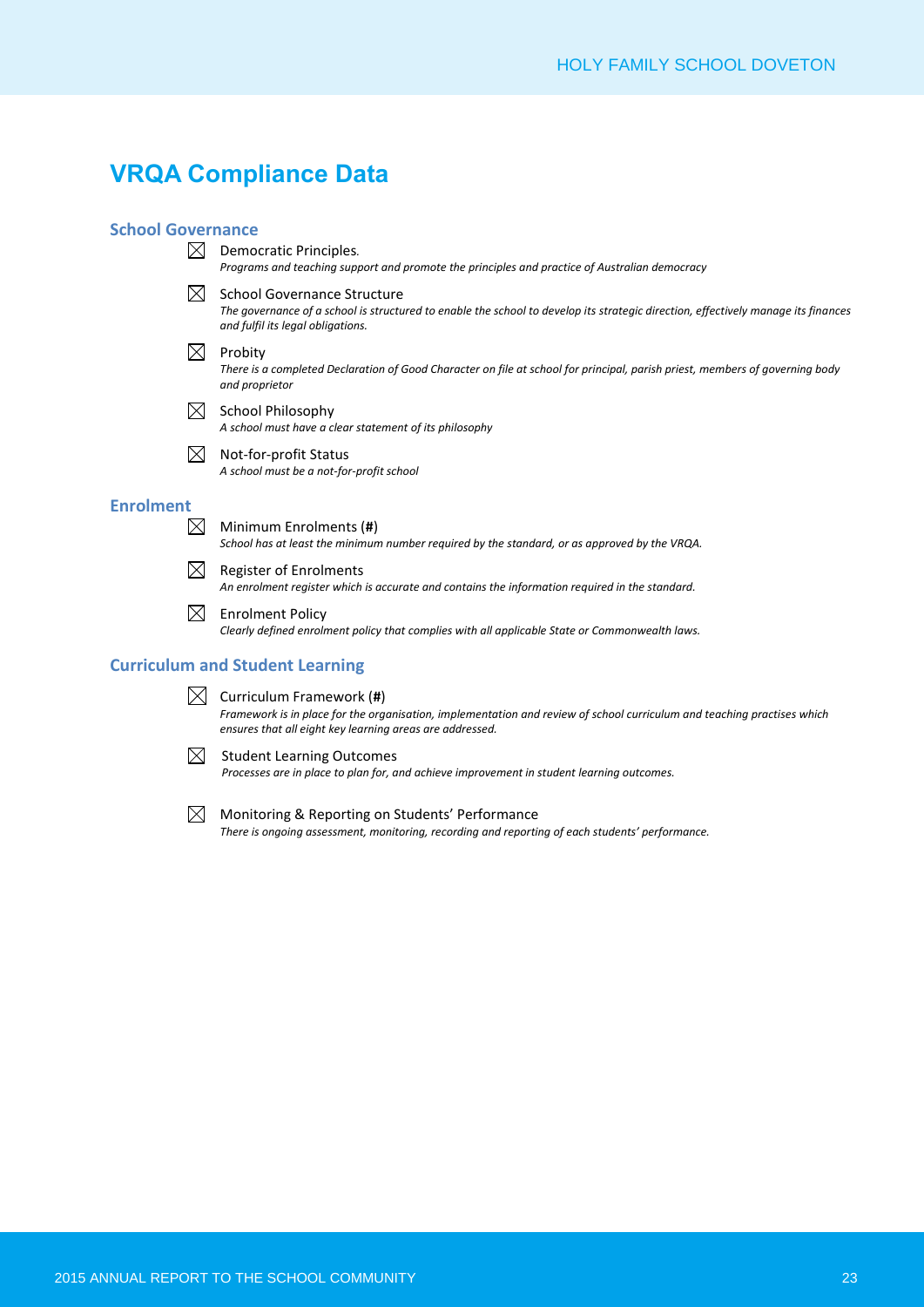# VRQA Compliance Data

## School Governance

☒ Democratic Principles.
*Programs and teaching support and promote the principles and practice of Australian democracy*

☒ School Governance Structure
*The governance of a school is structured to enable the school to develop its strategic direction, effectively manage its finances and fulfil its legal obligations.*

☒ Probity
*There is a completed Declaration of Good Character on file at school for principal, parish priest, members of governing body and proprietor*

☒ School Philosophy
*A school must have a clear statement of its philosophy*

☒ Not-for-profit Status
*A school must be a not-for-profit school*

## Enrolment

☒ Minimum Enrolments (**#**)
*School has at least the minimum number required by the standard, or as approved by the VRQA.*

☒ Register of Enrolments
*An enrolment register which is accurate and contains the information required in the standard.*

☒ Enrolment Policy
*Clearly defined enrolment policy that complies with all applicable State or Commonwealth laws.*

## Curriculum and Student Learning

☒ Curriculum Framework (**#**)
*Framework is in place for the organisation, implementation and review of school curriculum and teaching practises which ensures that all eight key learning areas are addressed.*

☒ Student Learning Outcomes
*Processes are in place to plan for, and achieve improvement in student learning outcomes.*

☒ Monitoring & Reporting on Students' Performance
*There is ongoing assessment, monitoring, recording and reporting of each students' performance.*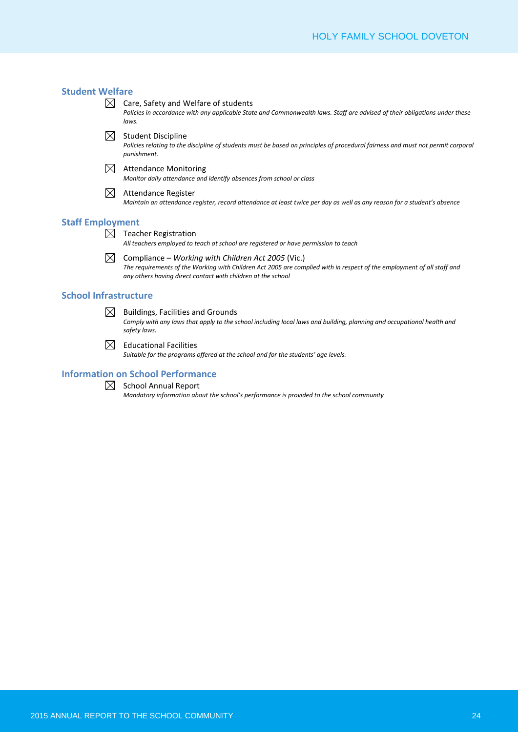## Student Welfare

☒ Care, Safety and Welfare of students
*Policies in accordance with any applicable State and Commonwealth laws. Staff are advised of their obligations under these laws.*

☒ Student Discipline
*Policies relating to the discipline of students must be based on principles of procedural fairness and must not permit corporal punishment.*

☒ Attendance Monitoring
*Monitor daily attendance and identify absences from school or class*

☒ Attendance Register
*Maintain an attendance register, record attendance at least twice per day as well as any reason for a student's absence*

## Staff Employment

☒ Teacher Registration
*All teachers employed to teach at school are registered or have permission to teach*

☒ Compliance – *Working with Children Act 2005* (Vic.)
*The requirements of the Working with Children Act 2005 are complied with in respect of the employment of all staff and any others having direct contact with children at the school*

## School Infrastructure

☒ Buildings, Facilities and Grounds
*Comply with any laws that apply to the school including local laws and building, planning and occupational health and safety laws.*

☒ Educational Facilities
*Suitable for the programs offered at the school and for the students' age levels.*

## Information on School Performance

☒ School Annual Report
*Mandatory information about the school's performance is provided to the school community*